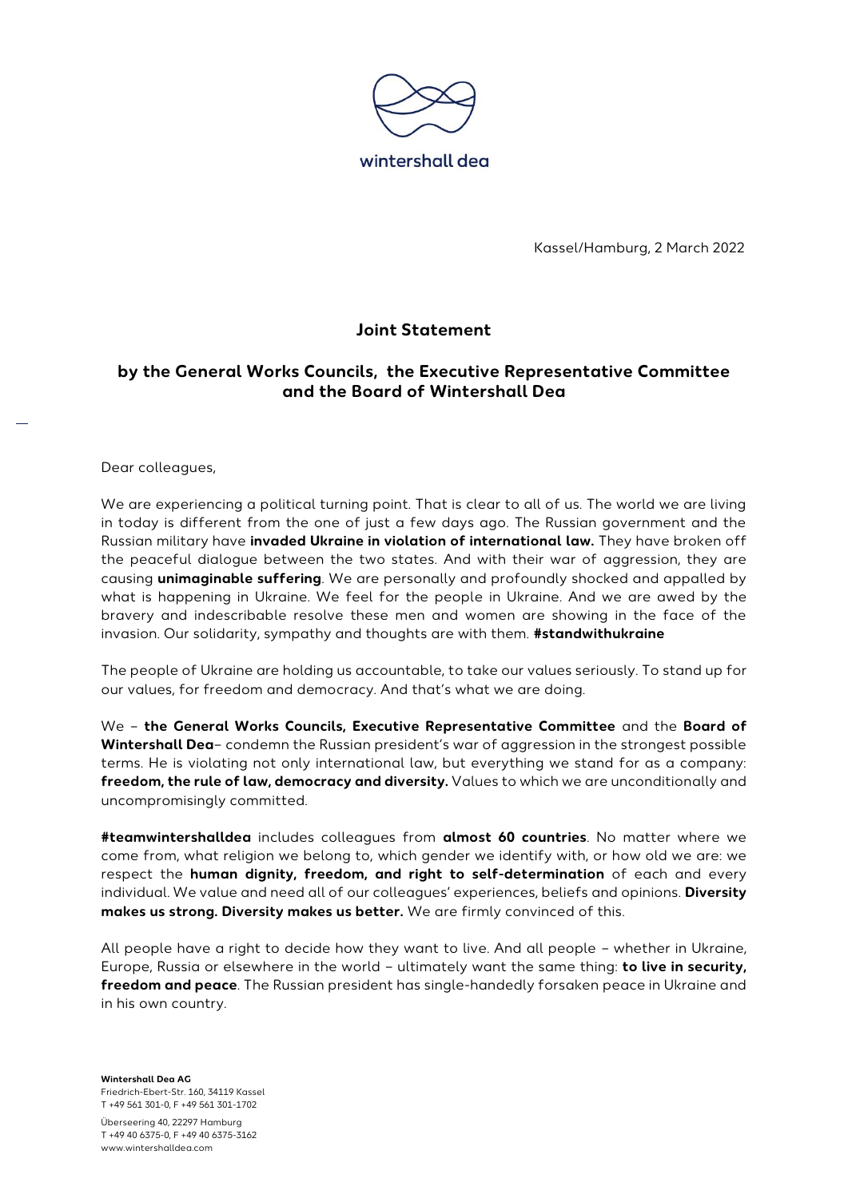wintershall dea

Kassel/Hamburg, 2 March 2022

## Joint Statement

## by the General Works Councils, the Executive Representative Committee and the Board of Wintershall Dea

Dear colleagues,

We are experiencing a political turning point. That is clear to all of us. The world we are living in today is different from the one of just a few days ago. The Russian government and the Russian military have **invaded Ukraine in violation of international law.** They have broken off the peaceful dialogue between the two states. And with their war of aggression, they are causing **unimaginable suffering**. We are personally and profoundly shocked and appalled by what is happening in Ukraine. We feel for the people in Ukraine. And we are awed by the bravery and indescribable resolve these men and women are showing in the face of the invasion. Our solidarity, sympathy and thoughts are with them. **#standwithukraine**

The people of Ukraine are holding us accountable, to take our values seriously. To stand up for our values, for freedom and democracy. And that's what we are doing.

We – **the General Works Councils, Executive Representative Committee** and the **Board of Wintershall Dea**– condemn the Russian president's war of aggression in the strongest possible terms. He is violating not only international law, but everything we stand for as a company: **freedom, the rule of law, democracy and diversity.** Values to which we are unconditionally and uncompromisingly committed.

**#teamwintershalldea** includes colleagues from **almost 60 countries**. No matter where we come from, what religion we belong to, which gender we identify with, or how old we are: we respect the **human dignity, freedom, and right to self-determination** of each and every individual. We value and need all of our colleagues' experiences, beliefs and opinions. **Diversity makes us strong. Diversity makes us better.** We are firmly convinced of this.

All people have a right to decide how they want to live. And all people – whether in Ukraine, Europe, Russia or elsewhere in the world – ultimately want the same thing: **to live in security, freedom and peace**. The Russian president has single-handedly forsaken peace in Ukraine and in his own country.

**Wintershall Dea AG**
Friedrich-Ebert-Str. 160, 34119 Kassel
T +49 561 301-0, F +49 561 301-1702

Überseering 40, 22297 Hamburg
T +49 40 6375-0, F +49 40 6375-3162
www.wintershalldea.com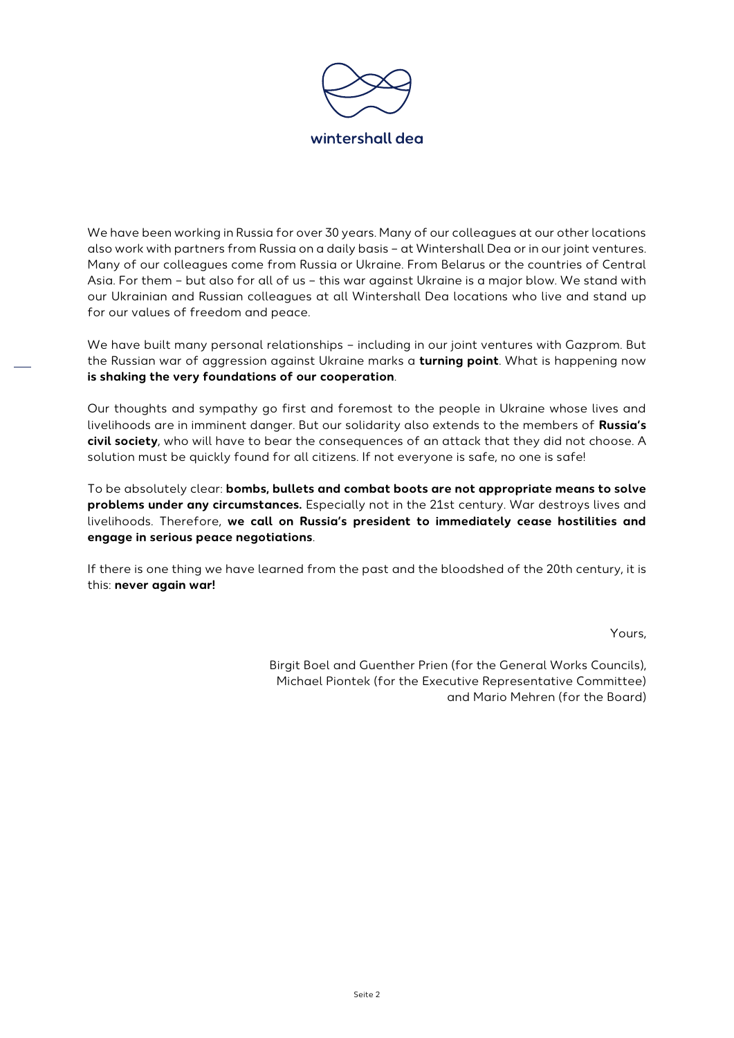wintershall dea

We have been working in Russia for over 30 years. Many of our colleagues at our other locations also work with partners from Russia on a daily basis – at Wintershall Dea or in our joint ventures. Many of our colleagues come from Russia or Ukraine. From Belarus or the countries of Central Asia. For them – but also for all of us – this war against Ukraine is a major blow. We stand with our Ukrainian and Russian colleagues at all Wintershall Dea locations who live and stand up for our values of freedom and peace.

We have built many personal relationships – including in our joint ventures with Gazprom. But the Russian war of aggression against Ukraine marks a **turning point**. What is happening now **is shaking the very foundations of our cooperation**.

Our thoughts and sympathy go first and foremost to the people in Ukraine whose lives and livelihoods are in imminent danger. But our solidarity also extends to the members of **Russia's civil society**, who will have to bear the consequences of an attack that they did not choose. A solution must be quickly found for all citizens. If not everyone is safe, no one is safe!

To be absolutely clear: **bombs, bullets and combat boots are not appropriate means to solve problems under any circumstances.** Especially not in the 21st century. War destroys lives and livelihoods. Therefore, **we call on Russia's president to immediately cease hostilities and engage in serious peace negotiations**.

If there is one thing we have learned from the past and the bloodshed of the 20th century, it is this: **never again war!**

Yours,

Birgit Boel and Guenther Prien (for the General Works Councils),
Michael Piontek (for the Executive Representative Committee)
and Mario Mehren (for the Board)